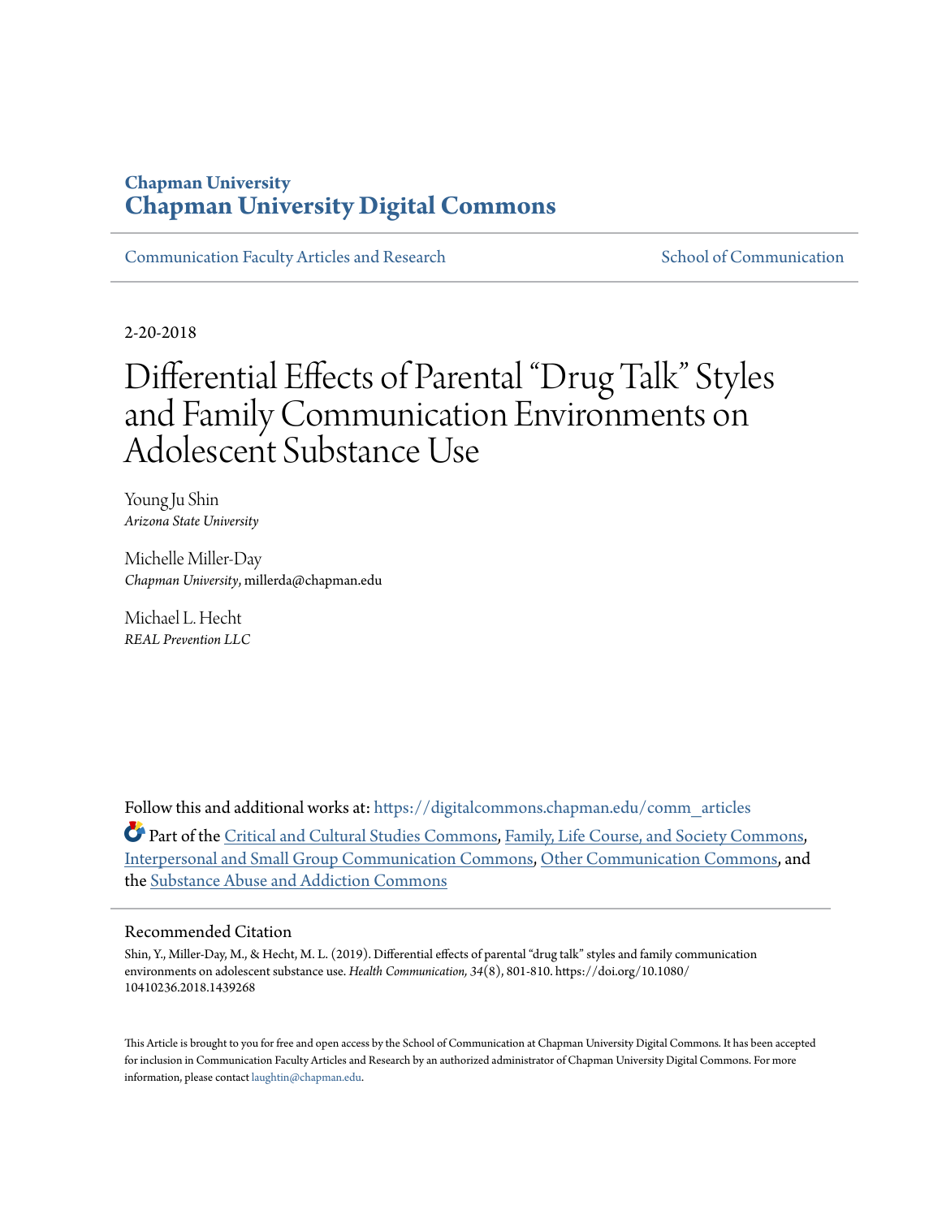**Chapman University**
**Chapman University Digital Commons**

Communication Faculty Articles and Research | School of Communication

2-20-2018

# Differential Effects of Parental "Drug Talk" Styles and Family Communication Environments on Adolescent Substance Use

Young Ju Shin
*Arizona State University*

Michelle Miller-Day
*Chapman University*, millerda@chapman.edu

Michael L. Hecht
*REAL Prevention LLC*

Follow this and additional works at: https://digitalcommons.chapman.edu/comm_articles

Part of the Critical and Cultural Studies Commons, Family, Life Course, and Society Commons, Interpersonal and Small Group Communication Commons, Other Communication Commons, and the Substance Abuse and Addiction Commons

## Recommended Citation

Shin, Y., Miller-Day, M., & Hecht, M. L. (2019). Differential effects of parental "drug talk" styles and family communication environments on adolescent substance use. *Health Communication, 34*(8), 801-810. https://doi.org/10.1080/10410236.2018.1439268

This Article is brought to you for free and open access by the School of Communication at Chapman University Digital Commons. It has been accepted for inclusion in Communication Faculty Articles and Research by an authorized administrator of Chapman University Digital Commons. For more information, please contact laughtin@chapman.edu.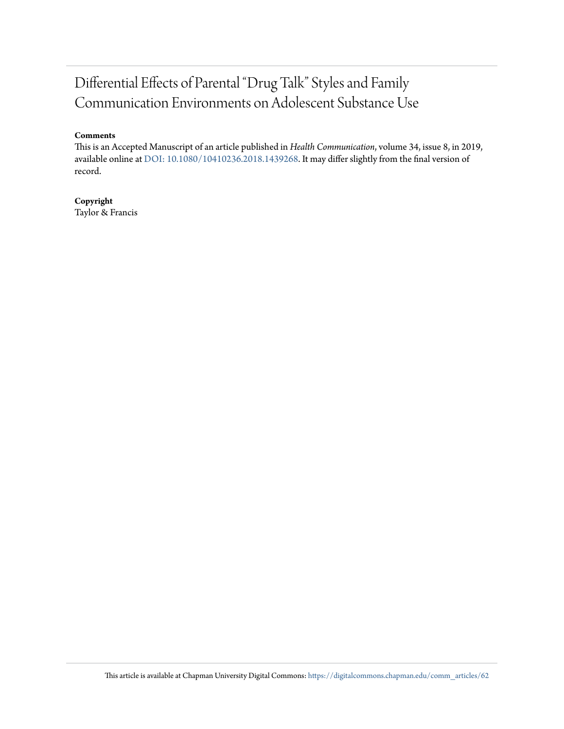# Differential Effects of Parental "Drug Talk" Styles and Family Communication Environments on Adolescent Substance Use

**Comments**

This is an Accepted Manuscript of an article published in *Health Communication*, volume 34, issue 8, in 2019, available online at DOI: 10.1080/10410236.2018.1439268. It may differ slightly from the final version of record.

**Copyright**

Taylor & Francis

This article is available at Chapman University Digital Commons: https://digitalcommons.chapman.edu/comm_articles/62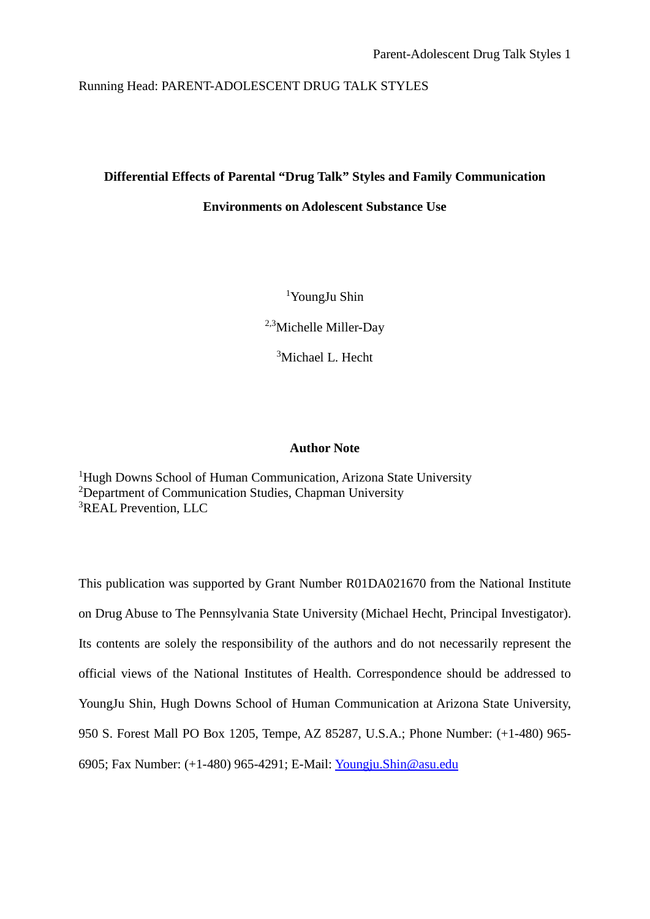Running Head: PARENT-ADOLESCENT DRUG TALK STYLES

# Differential Effects of Parental "Drug Talk" Styles and Family Communication Environments on Adolescent Substance Use

[1]YoungJu Shin

[2,3]Michelle Miller-Day

[3]Michael L. Hecht

## Author Note

[1]Hugh Downs School of Human Communication, Arizona State University
[2]Department of Communication Studies, Chapman University
[3]REAL Prevention, LLC

This publication was supported by Grant Number R01DA021670 from the National Institute on Drug Abuse to The Pennsylvania State University (Michael Hecht, Principal Investigator). Its contents are solely the responsibility of the authors and do not necessarily represent the official views of the National Institutes of Health. Correspondence should be addressed to YoungJu Shin, Hugh Downs School of Human Communication at Arizona State University, 950 S. Forest Mall PO Box 1205, Tempe, AZ 85287, U.S.A.; Phone Number: (+1-480) 965-6905; Fax Number: (+1-480) 965-4291; E-Mail: Youngju.Shin@asu.edu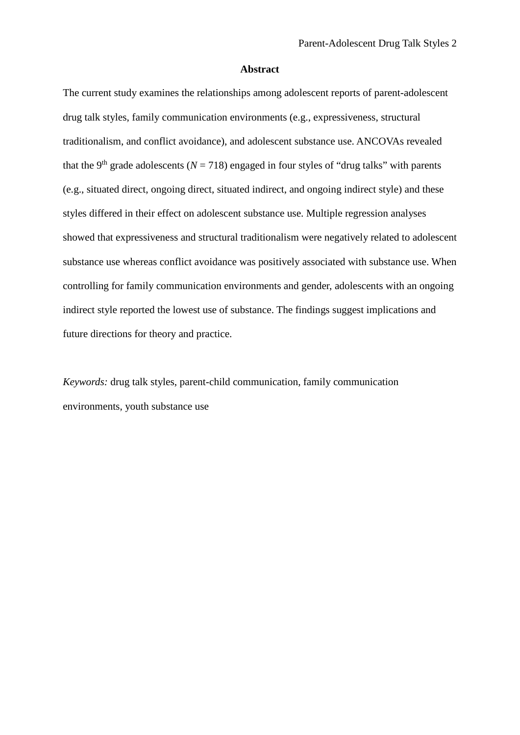## Abstract

The current study examines the relationships among adolescent reports of parent-adolescent drug talk styles, family communication environments (e.g., expressiveness, structural traditionalism, and conflict avoidance), and adolescent substance use. ANCOVAs revealed that the $9^{th}$ grade adolescents (*N* = 718) engaged in four styles of "drug talks" with parents (e.g., situated direct, ongoing direct, situated indirect, and ongoing indirect style) and these styles differed in their effect on adolescent substance use. Multiple regression analyses showed that expressiveness and structural traditionalism were negatively related to adolescent substance use whereas conflict avoidance was positively associated with substance use. When controlling for family communication environments and gender, adolescents with an ongoing indirect style reported the lowest use of substance. The findings suggest implications and future directions for theory and practice.

*Keywords:* drug talk styles, parent-child communication, family communication environments, youth substance use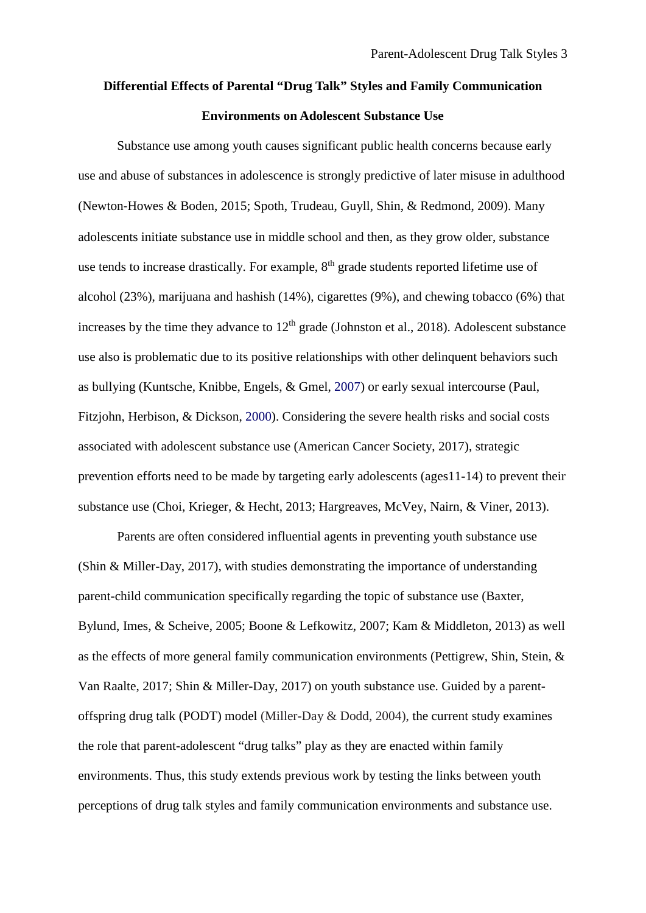**Differential Effects of Parental "Drug Talk" Styles and Family Communication Environments on Adolescent Substance Use**

Substance use among youth causes significant public health concerns because early use and abuse of substances in adolescence is strongly predictive of later misuse in adulthood (Newton-Howes & Boden, 2015; Spoth, Trudeau, Guyll, Shin, & Redmond, 2009). Many adolescents initiate substance use in middle school and then, as they grow older, substance use tends to increase drastically. For example, 8th grade students reported lifetime use of alcohol (23%), marijuana and hashish (14%), cigarettes (9%), and chewing tobacco (6%) that increases by the time they advance to 12th grade (Johnston et al., 2018). Adolescent substance use also is problematic due to its positive relationships with other delinquent behaviors such as bullying (Kuntsche, Knibbe, Engels, & Gmel, 2007) or early sexual intercourse (Paul, Fitzjohn, Herbison, & Dickson, 2000). Considering the severe health risks and social costs associated with adolescent substance use (American Cancer Society, 2017), strategic prevention efforts need to be made by targeting early adolescents (ages11-14) to prevent their substance use (Choi, Krieger, & Hecht, 2013; Hargreaves, McVey, Nairn, & Viner, 2013).

Parents are often considered influential agents in preventing youth substance use (Shin & Miller-Day, 2017), with studies demonstrating the importance of understanding parent-child communication specifically regarding the topic of substance use (Baxter, Bylund, Imes, & Scheive, 2005; Boone & Lefkowitz, 2007; Kam & Middleton, 2013) as well as the effects of more general family communication environments (Pettigrew, Shin, Stein, & Van Raalte, 2017; Shin & Miller-Day, 2017) on youth substance use. Guided by a parent-offspring drug talk (PODT) model (Miller-Day & Dodd, 2004), the current study examines the role that parent-adolescent "drug talks" play as they are enacted within family environments. Thus, this study extends previous work by testing the links between youth perceptions of drug talk styles and family communication environments and substance use.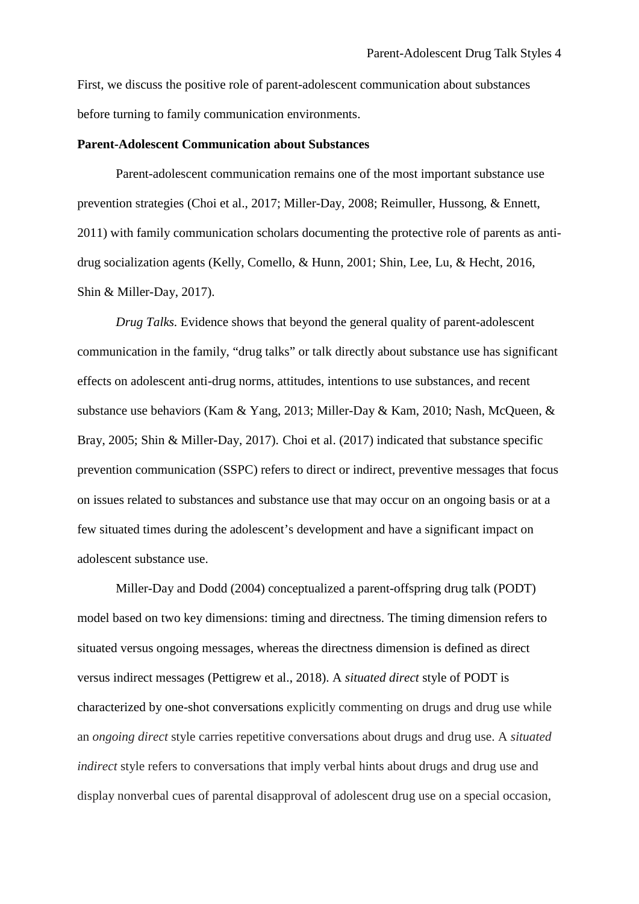First, we discuss the positive role of parent-adolescent communication about substances before turning to family communication environments.

**Parent-Adolescent Communication about Substances**

Parent-adolescent communication remains one of the most important substance use prevention strategies (Choi et al., 2017; Miller-Day, 2008; Reimuller, Hussong, & Ennett, 2011) with family communication scholars documenting the protective role of parents as anti-drug socialization agents (Kelly, Comello, & Hunn, 2001; Shin, Lee, Lu, & Hecht, 2016, Shin & Miller-Day, 2017).

*Drug Talks.* Evidence shows that beyond the general quality of parent-adolescent communication in the family, "drug talks" or talk directly about substance use has significant effects on adolescent anti-drug norms, attitudes, intentions to use substances, and recent substance use behaviors (Kam & Yang, 2013; Miller-Day & Kam, 2010; Nash, McQueen, & Bray, 2005; Shin & Miller-Day, 2017). Choi et al. (2017) indicated that substance specific prevention communication (SSPC) refers to direct or indirect, preventive messages that focus on issues related to substances and substance use that may occur on an ongoing basis or at a few situated times during the adolescent's development and have a significant impact on adolescent substance use.

Miller-Day and Dodd (2004) conceptualized a parent-offspring drug talk (PODT) model based on two key dimensions: timing and directness. The timing dimension refers to situated versus ongoing messages, whereas the directness dimension is defined as direct versus indirect messages (Pettigrew et al., 2018). A *situated direct* style of PODT is characterized by one-shot conversations explicitly commenting on drugs and drug use while an *ongoing direct* style carries repetitive conversations about drugs and drug use. A *situated indirect* style refers to conversations that imply verbal hints about drugs and drug use and display nonverbal cues of parental disapproval of adolescent drug use on a special occasion,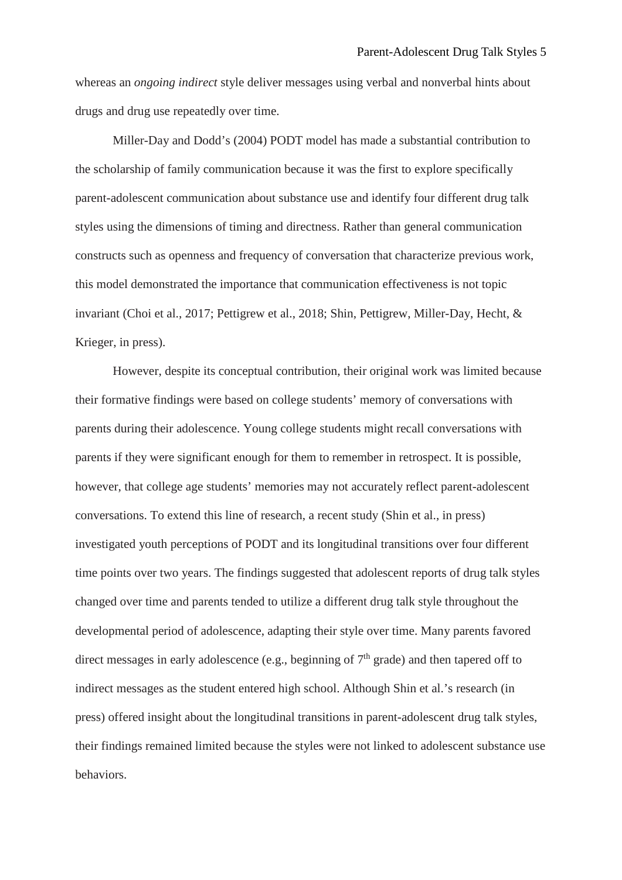whereas an *ongoing indirect* style deliver messages using verbal and nonverbal hints about drugs and drug use repeatedly over time.

Miller-Day and Dodd's (2004) PODT model has made a substantial contribution to the scholarship of family communication because it was the first to explore specifically parent-adolescent communication about substance use and identify four different drug talk styles using the dimensions of timing and directness. Rather than general communication constructs such as openness and frequency of conversation that characterize previous work, this model demonstrated the importance that communication effectiveness is not topic invariant (Choi et al., 2017; Pettigrew et al., 2018; Shin, Pettigrew, Miller-Day, Hecht, & Krieger, in press).

However, despite its conceptual contribution, their original work was limited because their formative findings were based on college students' memory of conversations with parents during their adolescence. Young college students might recall conversations with parents if they were significant enough for them to remember in retrospect. It is possible, however, that college age students' memories may not accurately reflect parent-adolescent conversations. To extend this line of research, a recent study (Shin et al., in press) investigated youth perceptions of PODT and its longitudinal transitions over four different time points over two years. The findings suggested that adolescent reports of drug talk styles changed over time and parents tended to utilize a different drug talk style throughout the developmental period of adolescence, adapting their style over time. Many parents favored direct messages in early adolescence (e.g., beginning of 7th grade) and then tapered off to indirect messages as the student entered high school. Although Shin et al.'s research (in press) offered insight about the longitudinal transitions in parent-adolescent drug talk styles, their findings remained limited because the styles were not linked to adolescent substance use behaviors.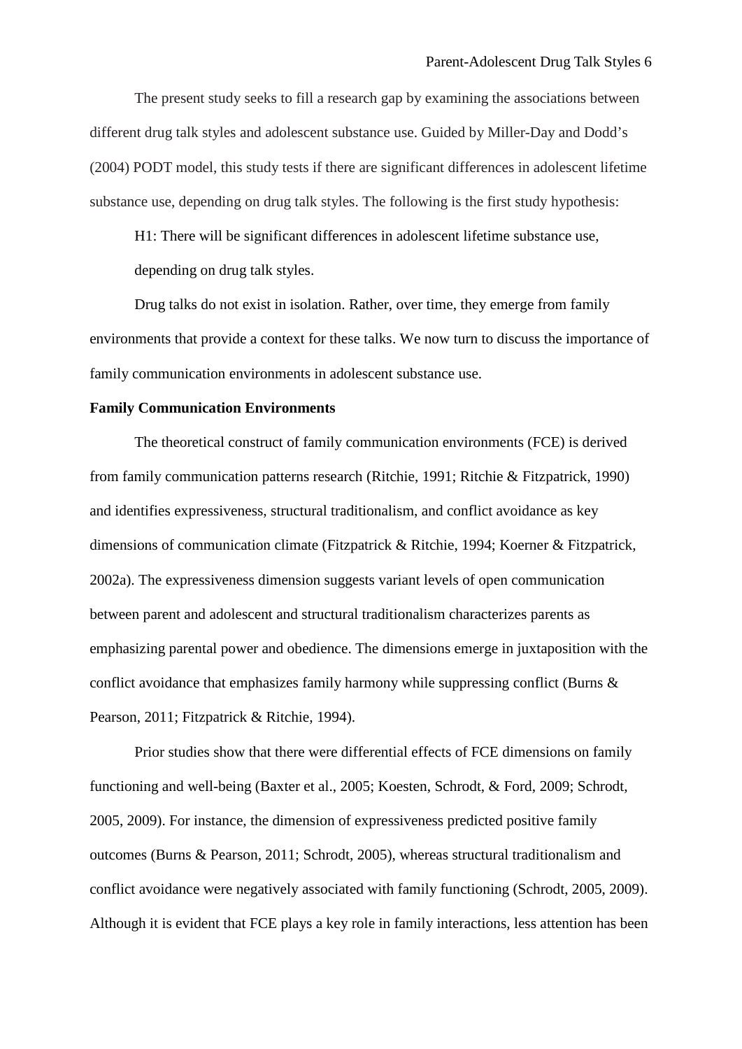The present study seeks to fill a research gap by examining the associations between different drug talk styles and adolescent substance use. Guided by Miller-Day and Dodd's (2004) PODT model, this study tests if there are significant differences in adolescent lifetime substance use, depending on drug talk styles. The following is the first study hypothesis:

H1: There will be significant differences in adolescent lifetime substance use, depending on drug talk styles.

Drug talks do not exist in isolation. Rather, over time, they emerge from family environments that provide a context for these talks. We now turn to discuss the importance of family communication environments in adolescent substance use.

**Family Communication Environments**

The theoretical construct of family communication environments (FCE) is derived from family communication patterns research (Ritchie, 1991; Ritchie & Fitzpatrick, 1990) and identifies expressiveness, structural traditionalism, and conflict avoidance as key dimensions of communication climate (Fitzpatrick & Ritchie, 1994; Koerner & Fitzpatrick, 2002a). The expressiveness dimension suggests variant levels of open communication between parent and adolescent and structural traditionalism characterizes parents as emphasizing parental power and obedience. The dimensions emerge in juxtaposition with the conflict avoidance that emphasizes family harmony while suppressing conflict (Burns & Pearson, 2011; Fitzpatrick & Ritchie, 1994).

Prior studies show that there were differential effects of FCE dimensions on family functioning and well-being (Baxter et al., 2005; Koesten, Schrodt, & Ford, 2009; Schrodt, 2005, 2009). For instance, the dimension of expressiveness predicted positive family outcomes (Burns & Pearson, 2011; Schrodt, 2005), whereas structural traditionalism and conflict avoidance were negatively associated with family functioning (Schrodt, 2005, 2009). Although it is evident that FCE plays a key role in family interactions, less attention has been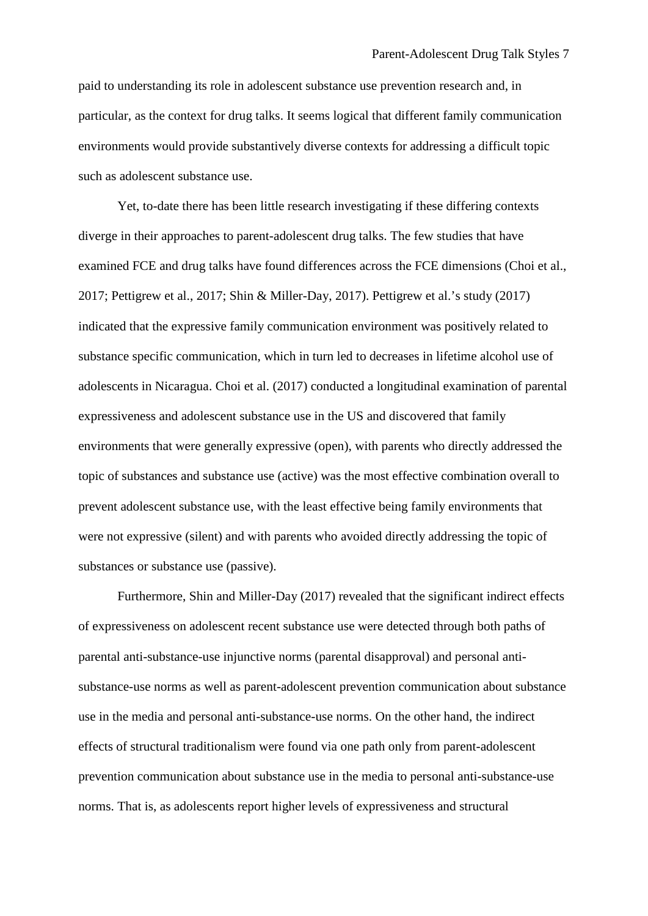paid to understanding its role in adolescent substance use prevention research and, in particular, as the context for drug talks. It seems logical that different family communication environments would provide substantively diverse contexts for addressing a difficult topic such as adolescent substance use.

Yet, to-date there has been little research investigating if these differing contexts diverge in their approaches to parent-adolescent drug talks. The few studies that have examined FCE and drug talks have found differences across the FCE dimensions (Choi et al., 2017; Pettigrew et al., 2017; Shin & Miller-Day, 2017). Pettigrew et al.'s study (2017) indicated that the expressive family communication environment was positively related to substance specific communication, which in turn led to decreases in lifetime alcohol use of adolescents in Nicaragua. Choi et al. (2017) conducted a longitudinal examination of parental expressiveness and adolescent substance use in the US and discovered that family environments that were generally expressive (open), with parents who directly addressed the topic of substances and substance use (active) was the most effective combination overall to prevent adolescent substance use, with the least effective being family environments that were not expressive (silent) and with parents who avoided directly addressing the topic of substances or substance use (passive).

Furthermore, Shin and Miller-Day (2017) revealed that the significant indirect effects of expressiveness on adolescent recent substance use were detected through both paths of parental anti-substance-use injunctive norms (parental disapproval) and personal anti-substance-use norms as well as parent-adolescent prevention communication about substance use in the media and personal anti-substance-use norms. On the other hand, the indirect effects of structural traditionalism were found via one path only from parent-adolescent prevention communication about substance use in the media to personal anti-substance-use norms. That is, as adolescents report higher levels of expressiveness and structural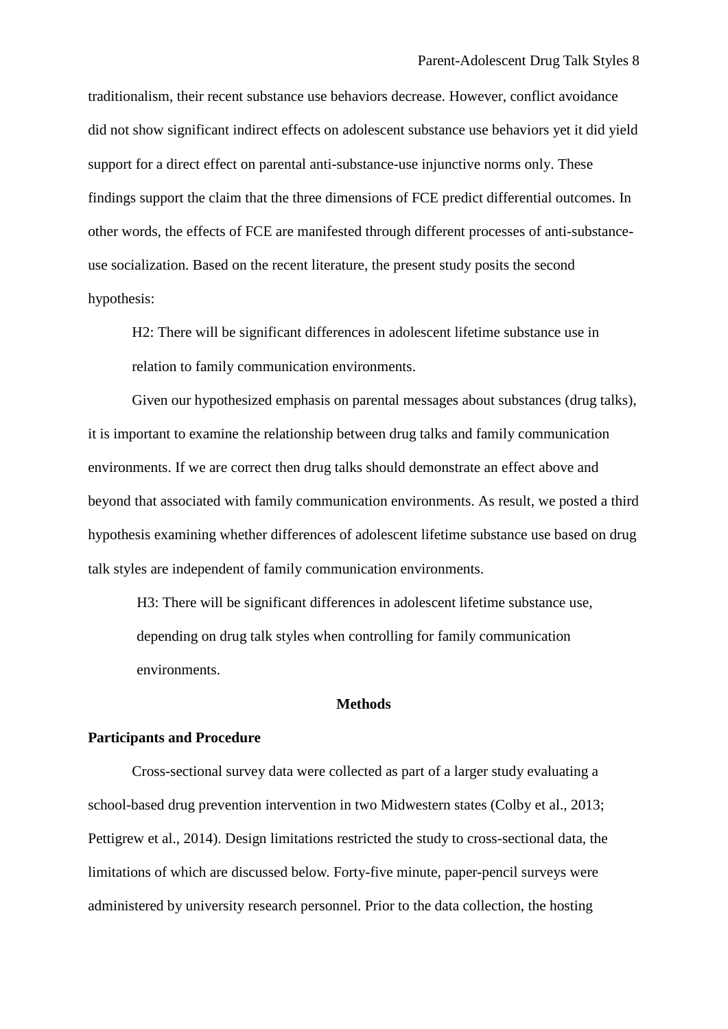traditionalism, their recent substance use behaviors decrease. However, conflict avoidance did not show significant indirect effects on adolescent substance use behaviors yet it did yield support for a direct effect on parental anti-substance-use injunctive norms only. These findings support the claim that the three dimensions of FCE predict differential outcomes. In other words, the effects of FCE are manifested through different processes of anti-substance-use socialization. Based on the recent literature, the present study posits the second hypothesis:

> H2: There will be significant differences in adolescent lifetime substance use in relation to family communication environments.

Given our hypothesized emphasis on parental messages about substances (drug talks), it is important to examine the relationship between drug talks and family communication environments. If we are correct then drug talks should demonstrate an effect above and beyond that associated with family communication environments. As result, we posted a third hypothesis examining whether differences of adolescent lifetime substance use based on drug talk styles are independent of family communication environments.

> H3: There will be significant differences in adolescent lifetime substance use, depending on drug talk styles when controlling for family communication environments.

## Methods

### Participants and Procedure

Cross-sectional survey data were collected as part of a larger study evaluating a school-based drug prevention intervention in two Midwestern states (Colby et al., 2013; Pettigrew et al., 2014). Design limitations restricted the study to cross-sectional data, the limitations of which are discussed below. Forty-five minute, paper-pencil surveys were administered by university research personnel. Prior to the data collection, the hosting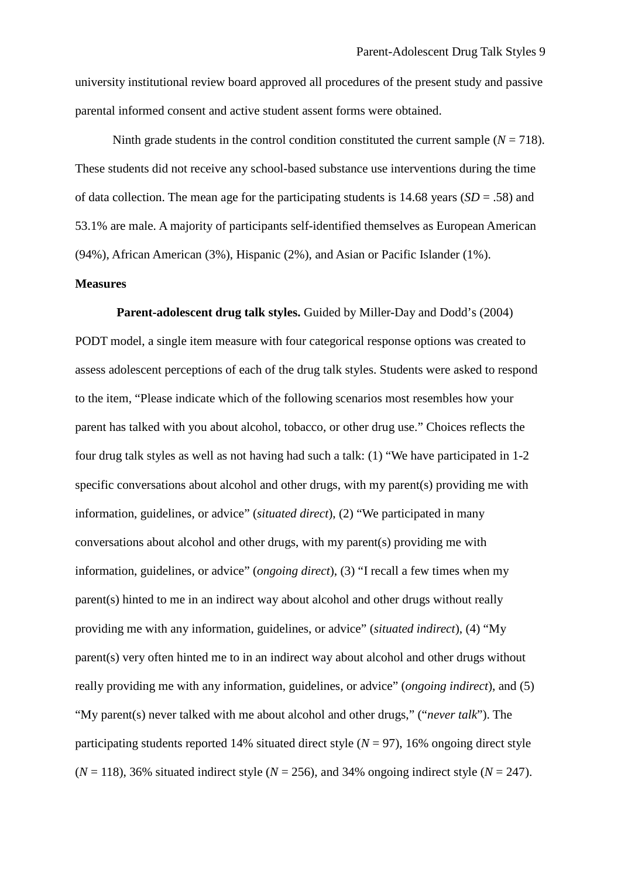university institutional review board approved all procedures of the present study and passive parental informed consent and active student assent forms were obtained.

Ninth grade students in the control condition constituted the current sample (*N* = 718). These students did not receive any school-based substance use interventions during the time of data collection. The mean age for the participating students is 14.68 years (*SD* = .58) and 53.1% are male. A majority of participants self-identified themselves as European American (94%), African American (3%), Hispanic (2%), and Asian or Pacific Islander (1%).

**Measures**

**Parent-adolescent drug talk styles.** Guided by Miller-Day and Dodd's (2004) PODT model, a single item measure with four categorical response options was created to assess adolescent perceptions of each of the drug talk styles. Students were asked to respond to the item, "Please indicate which of the following scenarios most resembles how your parent has talked with you about alcohol, tobacco, or other drug use." Choices reflects the four drug talk styles as well as not having had such a talk: (1) "We have participated in 1-2 specific conversations about alcohol and other drugs, with my parent(s) providing me with information, guidelines, or advice" (*situated direct*), (2) "We participated in many conversations about alcohol and other drugs, with my parent(s) providing me with information, guidelines, or advice" (*ongoing direct*), (3) "I recall a few times when my parent(s) hinted to me in an indirect way about alcohol and other drugs without really providing me with any information, guidelines, or advice" (*situated indirect*), (4) "My parent(s) very often hinted me to in an indirect way about alcohol and other drugs without really providing me with any information, guidelines, or advice" (*ongoing indirect*), and (5) "My parent(s) never talked with me about alcohol and other drugs," ("*never talk*"). The participating students reported 14% situated direct style (*N* = 97), 16% ongoing direct style (*N* = 118), 36% situated indirect style (*N* = 256), and 34% ongoing indirect style (*N* = 247).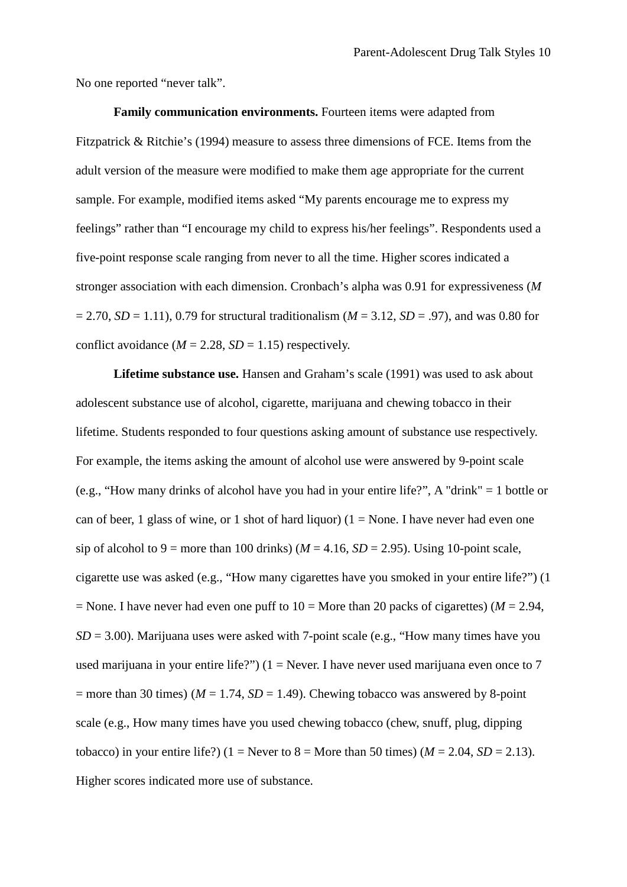No one reported “never talk”.

**Family communication environments.** Fourteen items were adapted from Fitzpatrick & Ritchie’s (1994) measure to assess three dimensions of FCE. Items from the adult version of the measure were modified to make them age appropriate for the current sample. For example, modified items asked “My parents encourage me to express my feelings” rather than “I encourage my child to express his/her feelings”. Respondents used a five-point response scale ranging from never to all the time. Higher scores indicated a stronger association with each dimension. Cronbach’s alpha was 0.91 for expressiveness (*M* = 2.70, *SD* = 1.11), 0.79 for structural traditionalism (*M* = 3.12, *SD* = .97), and was 0.80 for conflict avoidance (*M* = 2.28, *SD* = 1.15) respectively.

**Lifetime substance use.** Hansen and Graham’s scale (1991) was used to ask about adolescent substance use of alcohol, cigarette, marijuana and chewing tobacco in their lifetime. Students responded to four questions asking amount of substance use respectively. For example, the items asking the amount of alcohol use were answered by 9-point scale (e.g., “How many drinks of alcohol have you had in your entire life?”, A "drink" = 1 bottle or can of beer, 1 glass of wine, or 1 shot of hard liquor) (1 = None. I have never had even one sip of alcohol to 9 = more than 100 drinks) (*M* = 4.16, *SD* = 2.95). Using 10-point scale, cigarette use was asked (e.g., “How many cigarettes have you smoked in your entire life?”) (1 = None. I have never had even one puff to 10 = More than 20 packs of cigarettes) (*M* = 2.94, *SD* = 3.00). Marijuana uses were asked with 7-point scale (e.g., “How many times have you used marijuana in your entire life?”) (1 = Never. I have never used marijuana even once to 7 = more than 30 times) (*M* = 1.74, *SD* = 1.49). Chewing tobacco was answered by 8-point scale (e.g., How many times have you used chewing tobacco (chew, snuff, plug, dipping tobacco) in your entire life?) (1 = Never to 8 = More than 50 times) (*M* = 2.04, *SD* = 2.13). Higher scores indicated more use of substance.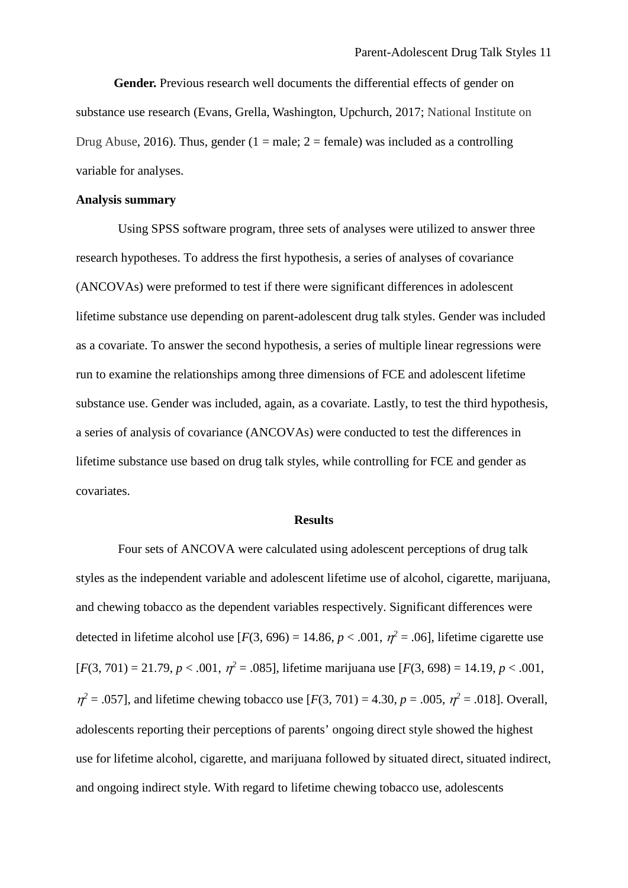**Gender.** Previous research well documents the differential effects of gender on substance use research (Evans, Grella, Washington, Upchurch, 2017; National Institute on Drug Abuse, 2016). Thus, gender (1 = male; 2 = female) was included as a controlling variable for analyses.

**Analysis summary**

Using SPSS software program, three sets of analyses were utilized to answer three research hypotheses. To address the first hypothesis, a series of analyses of covariance (ANCOVAs) were preformed to test if there were significant differences in adolescent lifetime substance use depending on parent-adolescent drug talk styles. Gender was included as a covariate. To answer the second hypothesis, a series of multiple linear regressions were run to examine the relationships among three dimensions of FCE and adolescent lifetime substance use. Gender was included, again, as a covariate. Lastly, to test the third hypothesis, a series of analysis of covariance (ANCOVAs) were conducted to test the differences in lifetime substance use based on drug talk styles, while controlling for FCE and gender as covariates.

## Results

Four sets of ANCOVA were calculated using adolescent perceptions of drug talk styles as the independent variable and adolescent lifetime use of alcohol, cigarette, marijuana, and chewing tobacco as the dependent variables respectively. Significant differences were detected in lifetime alcohol use [$F(3, 696) = 14.86$, $p < .001$, $\eta^2 = .06$], lifetime cigarette use [$F(3, 701) = 21.79$, $p < .001$, $\eta^2 = .085$], lifetime marijuana use [$F(3, 698) = 14.19$, $p < .001$, $\eta^2 = .057$], and lifetime chewing tobacco use [$F(3, 701) = 4.30$, $p = .005$, $\eta^2 = .018$]. Overall, adolescents reporting their perceptions of parents' ongoing direct style showed the highest use for lifetime alcohol, cigarette, and marijuana followed by situated direct, situated indirect, and ongoing indirect style. With regard to lifetime chewing tobacco use, adolescents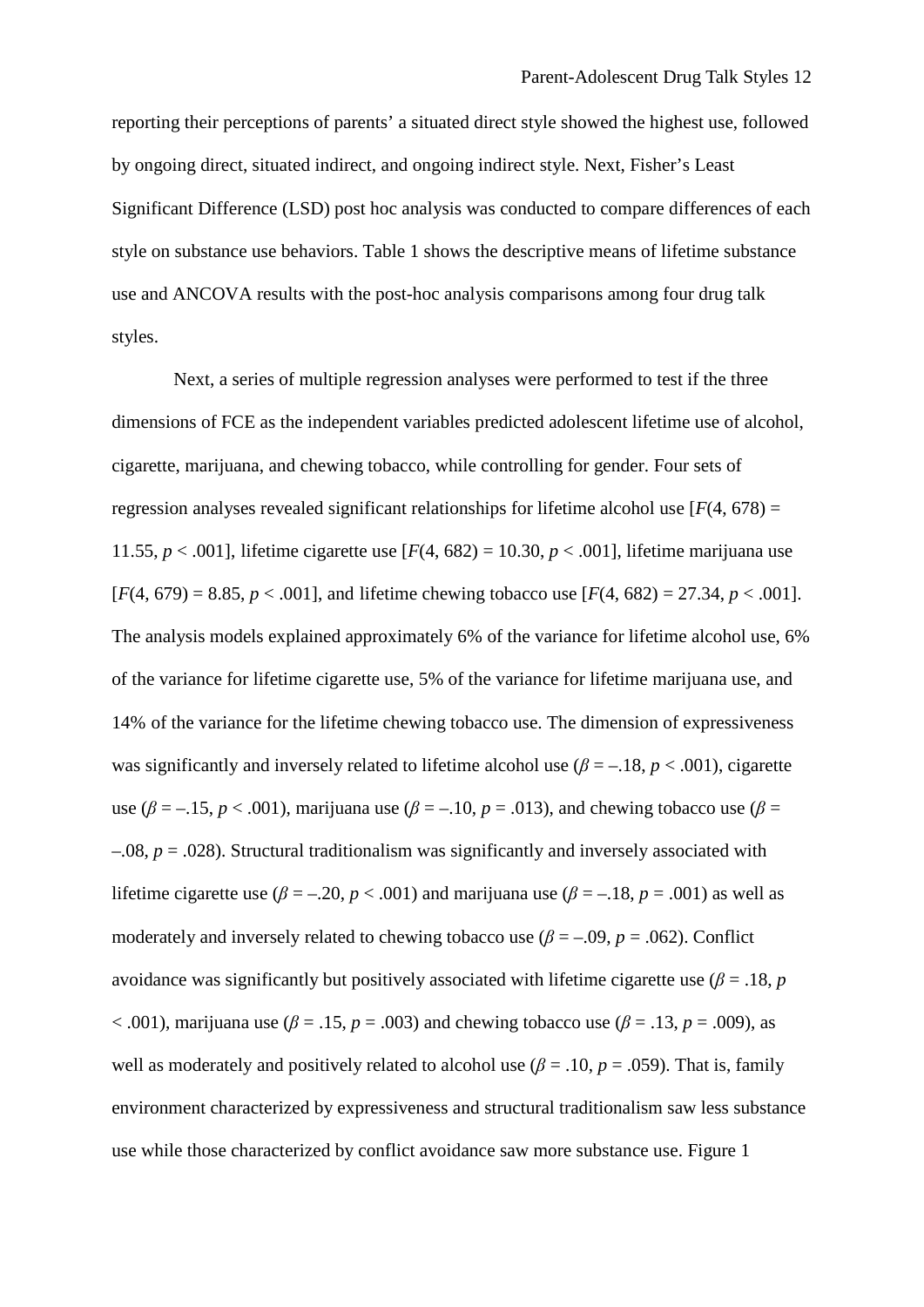reporting their perceptions of parents' a situated direct style showed the highest use, followed by ongoing direct, situated indirect, and ongoing indirect style. Next, Fisher's Least Significant Difference (LSD) post hoc analysis was conducted to compare differences of each style on substance use behaviors. Table 1 shows the descriptive means of lifetime substance use and ANCOVA results with the post-hoc analysis comparisons among four drug talk styles.

Next, a series of multiple regression analyses were performed to test if the three dimensions of FCE as the independent variables predicted adolescent lifetime use of alcohol, cigarette, marijuana, and chewing tobacco, while controlling for gender. Four sets of regression analyses revealed significant relationships for lifetime alcohol use [$F(4, 678) = 11.55$, $p < .001$], lifetime cigarette use [$F(4, 682) = 10.30$, $p < .001$], lifetime marijuana use [$F(4, 679) = 8.85$, $p < .001$], and lifetime chewing tobacco use [$F(4, 682) = 27.34$, $p < .001$]. The analysis models explained approximately 6% of the variance for lifetime alcohol use, 6% of the variance for lifetime cigarette use, 5% of the variance for lifetime marijuana use, and 14% of the variance for the lifetime chewing tobacco use. The dimension of expressiveness was significantly and inversely related to lifetime alcohol use ($\beta = -.18$, $p < .001$), cigarette use ($\beta = -.15$, $p < .001$), marijuana use ($\beta = -.10$, $p = .013$), and chewing tobacco use ($\beta = -.08$, $p = .028$). Structural traditionalism was significantly and inversely associated with lifetime cigarette use ($\beta = -.20$, $p < .001$) and marijuana use ($\beta = -.18$, $p = .001$) as well as moderately and inversely related to chewing tobacco use ($\beta = -.09$, $p = .062$). Conflict avoidance was significantly but positively associated with lifetime cigarette use ($\beta = .18$, $p < .001$), marijuana use ($\beta = .15$, $p = .003$) and chewing tobacco use ($\beta = .13$, $p = .009$), as well as moderately and positively related to alcohol use ($\beta = .10$, $p = .059$). That is, family environment characterized by expressiveness and structural traditionalism saw less substance use while those characterized by conflict avoidance saw more substance use. Figure 1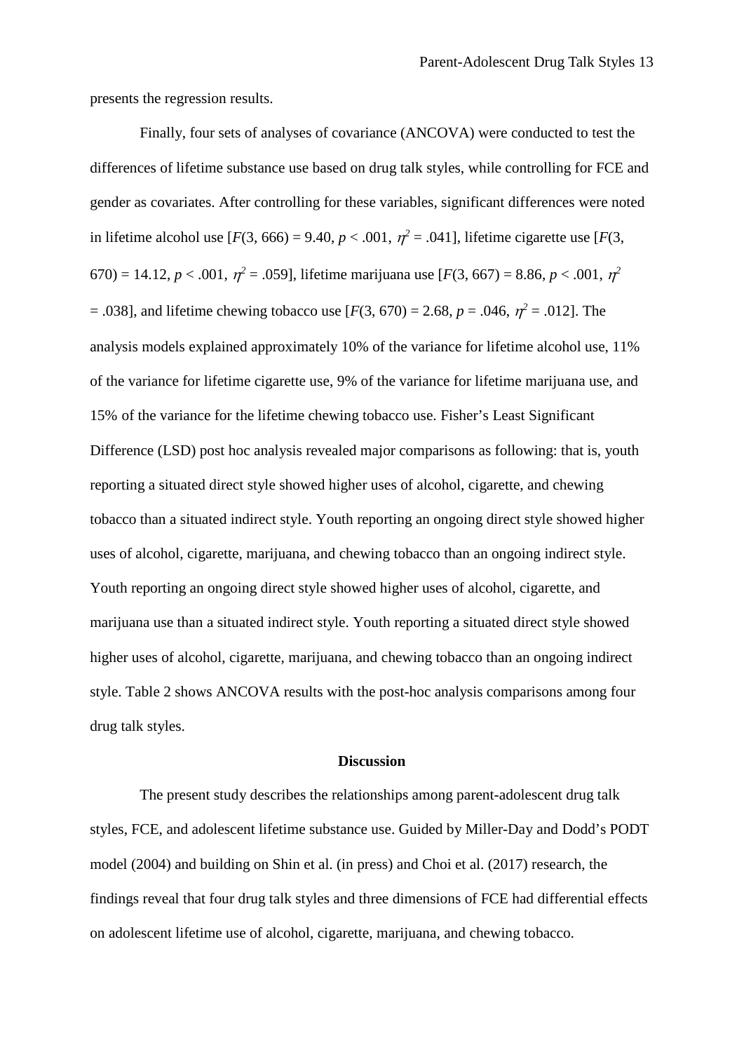presents the regression results.

Finally, four sets of analyses of covariance (ANCOVA) were conducted to test the differences of lifetime substance use based on drug talk styles, while controlling for FCE and gender as covariates. After controlling for these variables, significant differences were noted in lifetime alcohol use [$F(3, 666) = 9.40$, $p < .001$, $\eta^2 = .041$], lifetime cigarette use [$F(3, 670) = 14.12$, $p < .001$, $\eta^2 = .059$], lifetime marijuana use [$F(3, 667) = 8.86$, $p < .001$, $\eta^2 = .038$], and lifetime chewing tobacco use [$F(3, 670) = 2.68$, $p = .046$, $\eta^2 = .012$]. The analysis models explained approximately 10% of the variance for lifetime alcohol use, 11% of the variance for lifetime cigarette use, 9% of the variance for lifetime marijuana use, and 15% of the variance for the lifetime chewing tobacco use. Fisher's Least Significant Difference (LSD) post hoc analysis revealed major comparisons as following: that is, youth reporting a situated direct style showed higher uses of alcohol, cigarette, and chewing tobacco than a situated indirect style. Youth reporting an ongoing direct style showed higher uses of alcohol, cigarette, marijuana, and chewing tobacco than an ongoing indirect style. Youth reporting an ongoing direct style showed higher uses of alcohol, cigarette, and marijuana use than a situated indirect style. Youth reporting a situated direct style showed higher uses of alcohol, cigarette, marijuana, and chewing tobacco than an ongoing indirect style. Table 2 shows ANCOVA results with the post-hoc analysis comparisons among four drug talk styles.

## Discussion

The present study describes the relationships among parent-adolescent drug talk styles, FCE, and adolescent lifetime substance use. Guided by Miller-Day and Dodd's PODT model (2004) and building on Shin et al. (in press) and Choi et al. (2017) research, the findings reveal that four drug talk styles and three dimensions of FCE had differential effects on adolescent lifetime use of alcohol, cigarette, marijuana, and chewing tobacco.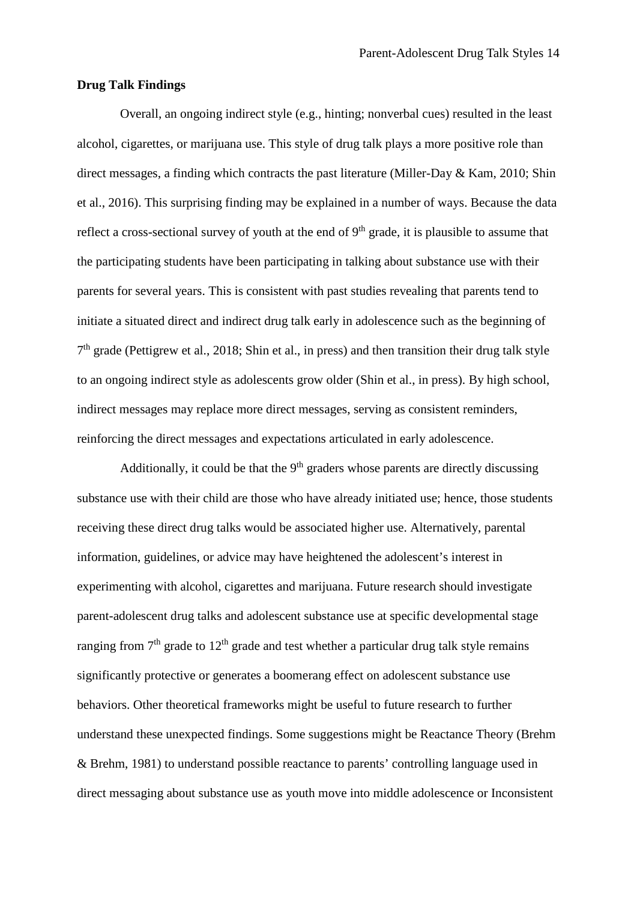**Drug Talk Findings**

Overall, an ongoing indirect style (e.g., hinting; nonverbal cues) resulted in the least alcohol, cigarettes, or marijuana use. This style of drug talk plays a more positive role than direct messages, a finding which contracts the past literature (Miller-Day & Kam, 2010; Shin et al., 2016). This surprising finding may be explained in a number of ways. Because the data reflect a cross-sectional survey of youth at the end of 9th grade, it is plausible to assume that the participating students have been participating in talking about substance use with their parents for several years. This is consistent with past studies revealing that parents tend to initiate a situated direct and indirect drug talk early in adolescence such as the beginning of 7th grade (Pettigrew et al., 2018; Shin et al., in press) and then transition their drug talk style to an ongoing indirect style as adolescents grow older (Shin et al., in press). By high school, indirect messages may replace more direct messages, serving as consistent reminders, reinforcing the direct messages and expectations articulated in early adolescence.

Additionally, it could be that the 9th graders whose parents are directly discussing substance use with their child are those who have already initiated use; hence, those students receiving these direct drug talks would be associated higher use. Alternatively, parental information, guidelines, or advice may have heightened the adolescent's interest in experimenting with alcohol, cigarettes and marijuana. Future research should investigate parent-adolescent drug talks and adolescent substance use at specific developmental stage ranging from 7th grade to 12th grade and test whether a particular drug talk style remains significantly protective or generates a boomerang effect on adolescent substance use behaviors. Other theoretical frameworks might be useful to future research to further understand these unexpected findings. Some suggestions might be Reactance Theory (Brehm & Brehm, 1981) to understand possible reactance to parents' controlling language used in direct messaging about substance use as youth move into middle adolescence or Inconsistent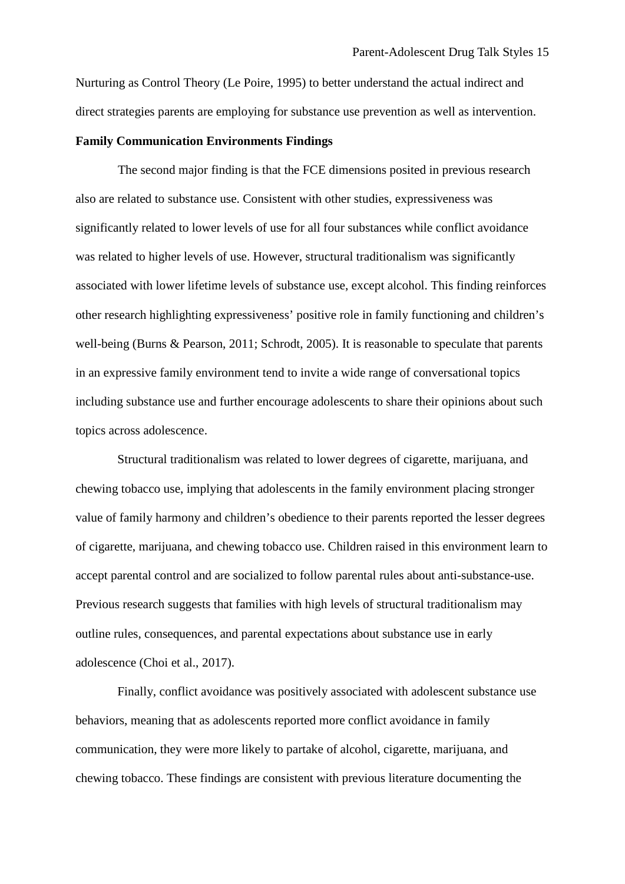Nurturing as Control Theory (Le Poire, 1995) to better understand the actual indirect and direct strategies parents are employing for substance use prevention as well as intervention.

**Family Communication Environments Findings**

The second major finding is that the FCE dimensions posited in previous research also are related to substance use. Consistent with other studies, expressiveness was significantly related to lower levels of use for all four substances while conflict avoidance was related to higher levels of use. However, structural traditionalism was significantly associated with lower lifetime levels of substance use, except alcohol. This finding reinforces other research highlighting expressiveness' positive role in family functioning and children's well-being (Burns & Pearson, 2011; Schrodt, 2005). It is reasonable to speculate that parents in an expressive family environment tend to invite a wide range of conversational topics including substance use and further encourage adolescents to share their opinions about such topics across adolescence.

Structural traditionalism was related to lower degrees of cigarette, marijuana, and chewing tobacco use, implying that adolescents in the family environment placing stronger value of family harmony and children's obedience to their parents reported the lesser degrees of cigarette, marijuana, and chewing tobacco use. Children raised in this environment learn to accept parental control and are socialized to follow parental rules about anti-substance-use. Previous research suggests that families with high levels of structural traditionalism may outline rules, consequences, and parental expectations about substance use in early adolescence (Choi et al., 2017).

Finally, conflict avoidance was positively associated with adolescent substance use behaviors, meaning that as adolescents reported more conflict avoidance in family communication, they were more likely to partake of alcohol, cigarette, marijuana, and chewing tobacco. These findings are consistent with previous literature documenting the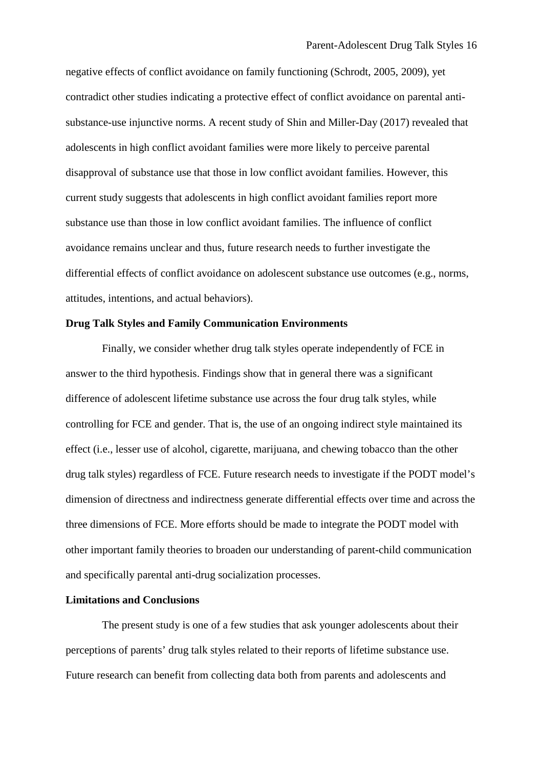negative effects of conflict avoidance on family functioning (Schrodt, 2005, 2009), yet contradict other studies indicating a protective effect of conflict avoidance on parental anti-substance-use injunctive norms. A recent study of Shin and Miller-Day (2017) revealed that adolescents in high conflict avoidant families were more likely to perceive parental disapproval of substance use that those in low conflict avoidant families. However, this current study suggests that adolescents in high conflict avoidant families report more substance use than those in low conflict avoidant families. The influence of conflict avoidance remains unclear and thus, future research needs to further investigate the differential effects of conflict avoidance on adolescent substance use outcomes (e.g., norms, attitudes, intentions, and actual behaviors).

**Drug Talk Styles and Family Communication Environments**

Finally, we consider whether drug talk styles operate independently of FCE in answer to the third hypothesis. Findings show that in general there was a significant difference of adolescent lifetime substance use across the four drug talk styles, while controlling for FCE and gender. That is, the use of an ongoing indirect style maintained its effect (i.e., lesser use of alcohol, cigarette, marijuana, and chewing tobacco than the other drug talk styles) regardless of FCE. Future research needs to investigate if the PODT model's dimension of directness and indirectness generate differential effects over time and across the three dimensions of FCE. More efforts should be made to integrate the PODT model with other important family theories to broaden our understanding of parent-child communication and specifically parental anti-drug socialization processes.

**Limitations and Conclusions**

The present study is one of a few studies that ask younger adolescents about their perceptions of parents' drug talk styles related to their reports of lifetime substance use. Future research can benefit from collecting data both from parents and adolescents and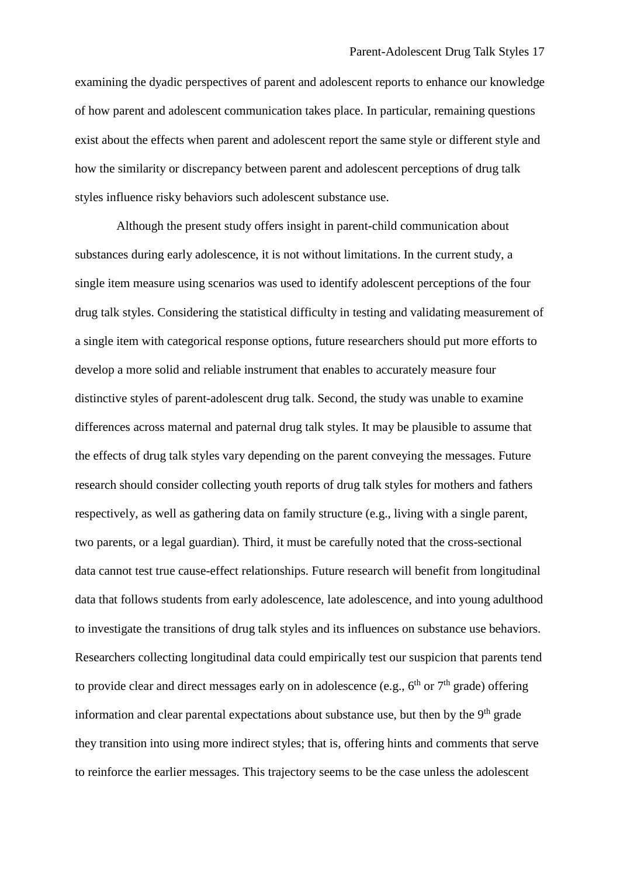examining the dyadic perspectives of parent and adolescent reports to enhance our knowledge of how parent and adolescent communication takes place. In particular, remaining questions exist about the effects when parent and adolescent report the same style or different style and how the similarity or discrepancy between parent and adolescent perceptions of drug talk styles influence risky behaviors such adolescent substance use.

Although the present study offers insight in parent-child communication about substances during early adolescence, it is not without limitations. In the current study, a single item measure using scenarios was used to identify adolescent perceptions of the four drug talk styles. Considering the statistical difficulty in testing and validating measurement of a single item with categorical response options, future researchers should put more efforts to develop a more solid and reliable instrument that enables to accurately measure four distinctive styles of parent-adolescent drug talk. Second, the study was unable to examine differences across maternal and paternal drug talk styles. It may be plausible to assume that the effects of drug talk styles vary depending on the parent conveying the messages. Future research should consider collecting youth reports of drug talk styles for mothers and fathers respectively, as well as gathering data on family structure (e.g., living with a single parent, two parents, or a legal guardian). Third, it must be carefully noted that the cross-sectional data cannot test true cause-effect relationships. Future research will benefit from longitudinal data that follows students from early adolescence, late adolescence, and into young adulthood to investigate the transitions of drug talk styles and its influences on substance use behaviors. Researchers collecting longitudinal data could empirically test our suspicion that parents tend to provide clear and direct messages early on in adolescence (e.g., 6th or 7th grade) offering information and clear parental expectations about substance use, but then by the 9th grade they transition into using more indirect styles; that is, offering hints and comments that serve to reinforce the earlier messages. This trajectory seems to be the case unless the adolescent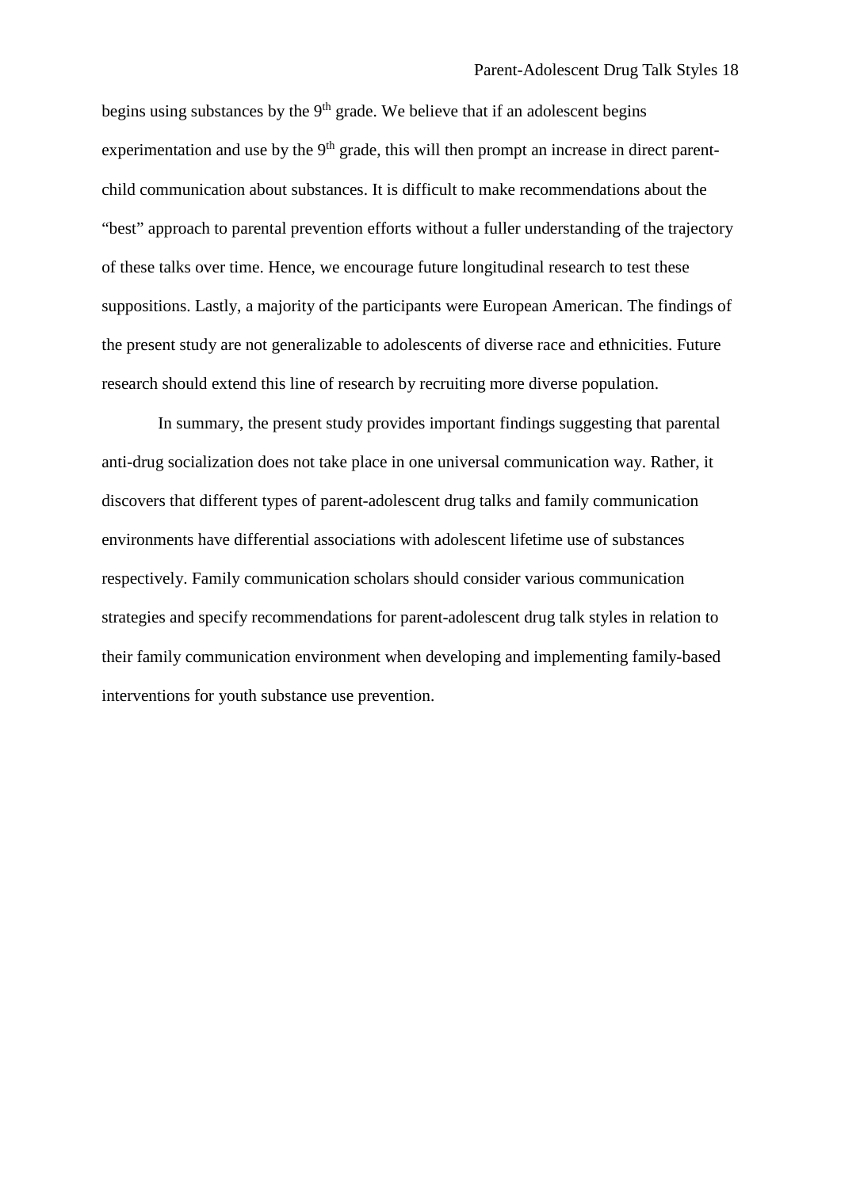begins using substances by the $9^{th}$ grade. We believe that if an adolescent begins experimentation and use by the $9^{th}$ grade, this will then prompt an increase in direct parent-child communication about substances. It is difficult to make recommendations about the "best" approach to parental prevention efforts without a fuller understanding of the trajectory of these talks over time. Hence, we encourage future longitudinal research to test these suppositions. Lastly, a majority of the participants were European American. The findings of the present study are not generalizable to adolescents of diverse race and ethnicities. Future research should extend this line of research by recruiting more diverse population.

In summary, the present study provides important findings suggesting that parental anti-drug socialization does not take place in one universal communication way. Rather, it discovers that different types of parent-adolescent drug talks and family communication environments have differential associations with adolescent lifetime use of substances respectively. Family communication scholars should consider various communication strategies and specify recommendations for parent-adolescent drug talk styles in relation to their family communication environment when developing and implementing family-based interventions for youth substance use prevention.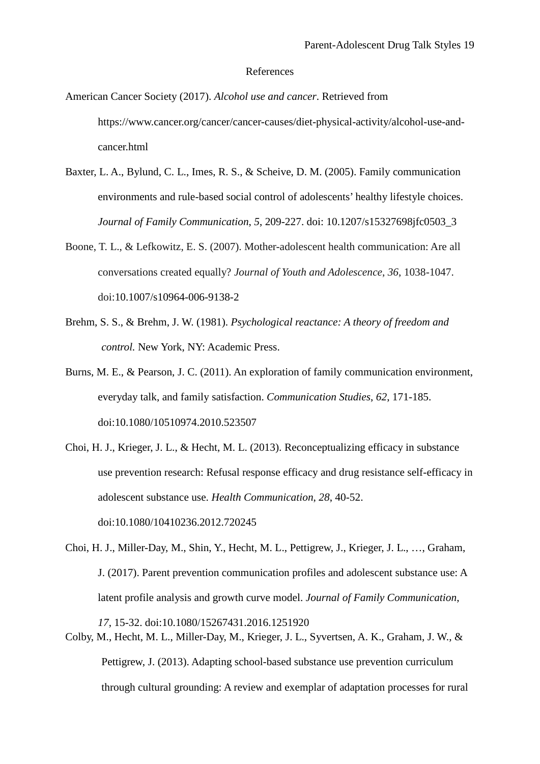## References

American Cancer Society (2017). *Alcohol use and cancer*. Retrieved from https://www.cancer.org/cancer/cancer-causes/diet-physical-activity/alcohol-use-and-cancer.html

Baxter, L. A., Bylund, C. L., Imes, R. S., & Scheive, D. M. (2005). Family communication environments and rule-based social control of adolescents' healthy lifestyle choices. *Journal of Family Communication*, *5*, 209-227. doi: 10.1207/s15327698jfc0503_3

Boone, T. L., & Lefkowitz, E. S. (2007). Mother-adolescent health communication: Are all conversations created equally? *Journal of Youth and Adolescence*, *36*, 1038-1047. doi:10.1007/s10964-006-9138-2

Brehm, S. S., & Brehm, J. W. (1981). *Psychological reactance: A theory of freedom and control.* New York, NY: Academic Press.

Burns, M. E., & Pearson, J. C. (2011). An exploration of family communication environment, everyday talk, and family satisfaction. *Communication Studies*, *62*, 171-185. doi:10.1080/10510974.2010.523507

Choi, H. J., Krieger, J. L., & Hecht, M. L. (2013). Reconceptualizing efficacy in substance use prevention research: Refusal response efficacy and drug resistance self-efficacy in adolescent substance use. *Health Communication*, *28*, 40-52. doi:10.1080/10410236.2012.720245

Choi, H. J., Miller-Day, M., Shin, Y., Hecht, M. L., Pettigrew, J., Krieger, J. L., …, Graham, J. (2017). Parent prevention communication profiles and adolescent substance use: A latent profile analysis and growth curve model. *Journal of Family Communication*, *17*, 15-32. doi:10.1080/15267431.2016.1251920

Colby, M., Hecht, M. L., Miller-Day, M., Krieger, J. L., Syvertsen, A. K., Graham, J. W., & Pettigrew, J. (2013). Adapting school-based substance use prevention curriculum through cultural grounding: A review and exemplar of adaptation processes for rural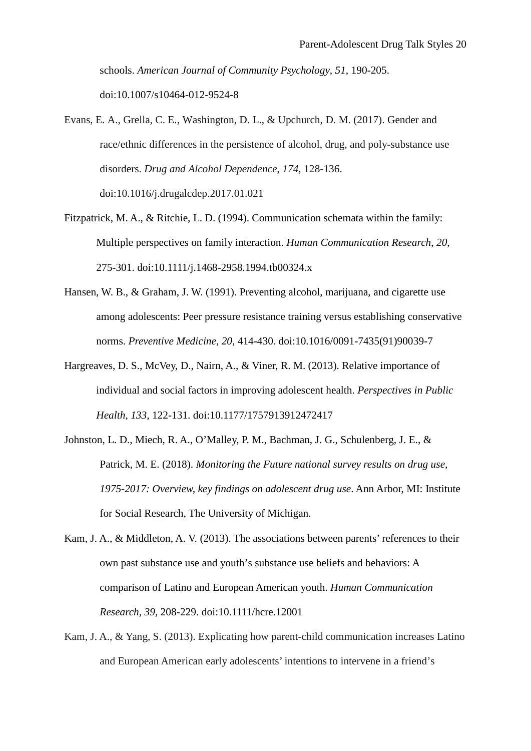schools. *American Journal of Community Psychology*, *51*, 190-205. doi:10.1007/s10464-012-9524-8

Evans, E. A., Grella, C. E., Washington, D. L., & Upchurch, D. M. (2017). Gender and race/ethnic differences in the persistence of alcohol, drug, and poly-substance use disorders. *Drug and Alcohol Dependence*, *174*, 128-136. doi:10.1016/j.drugalcdep.2017.01.021

Fitzpatrick, M. A., & Ritchie, L. D. (1994). Communication schemata within the family: Multiple perspectives on family interaction. *Human Communication Research, 20*, 275-301. doi:10.1111/j.1468-2958.1994.tb00324.x

Hansen, W. B., & Graham, J. W. (1991). Preventing alcohol, marijuana, and cigarette use among adolescents: Peer pressure resistance training versus establishing conservative norms. *Preventive Medicine*, *20*, 414-430. doi:10.1016/0091-7435(91)90039-7

Hargreaves, D. S., McVey, D., Nairn, A., & Viner, R. M. (2013). Relative importance of individual and social factors in improving adolescent health. *Perspectives in Public Health*, *133*, 122-131. doi:10.1177/1757913912472417

Johnston, L. D., Miech, R. A., O'Malley, P. M., Bachman, J. G., Schulenberg, J. E., & Patrick, M. E. (2018). *Monitoring the Future national survey results on drug use, 1975-2017: Overview, key findings on adolescent drug use*. Ann Arbor, MI: Institute for Social Research, The University of Michigan.

Kam, J. A., & Middleton, A. V. (2013). The associations between parents' references to their own past substance use and youth's substance use beliefs and behaviors: A comparison of Latino and European American youth. *Human Communication Research*, *39*, 208-229. doi:10.1111/hcre.12001

Kam, J. A., & Yang, S. (2013). Explicating how parent-child communication increases Latino and European American early adolescents' intentions to intervene in a friend's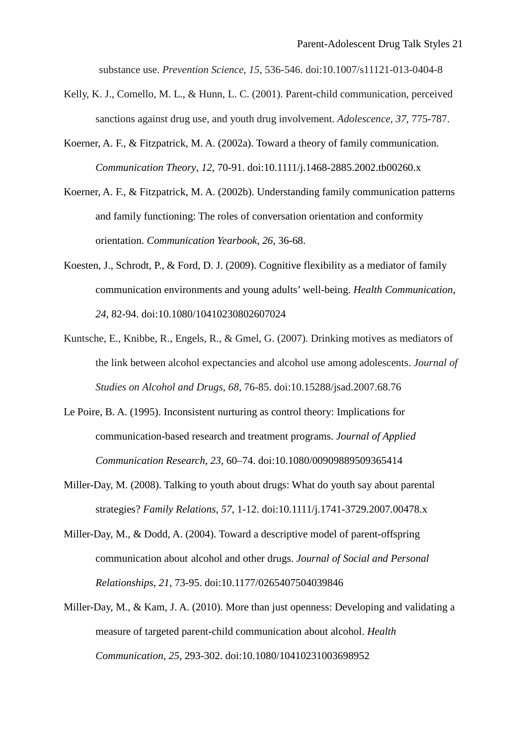substance use. *Prevention Science*, *15*, 536-546. doi:10.1007/s11121-013-0404-8

Kelly, K. J., Comello, M. L., & Hunn, L. C. (2001). Parent-child communication, perceived sanctions against drug use, and youth drug involvement. *Adolescence*, *37*, 775-787.

Koerner, A. F., & Fitzpatrick, M. A. (2002a). Toward a theory of family communication. *Communication Theory*, *12*, 70-91. doi:10.1111/j.1468-2885.2002.tb00260.x

Koerner, A. F., & Fitzpatrick, M. A. (2002b). Understanding family communication patterns and family functioning: The roles of conversation orientation and conformity orientation. *Communication Yearbook*, *26*, 36-68.

Koesten, J., Schrodt, P., & Ford, D. J. (2009). Cognitive flexibility as a mediator of family communication environments and young adults' well-being. *Health Communication*, *24*, 82-94. doi:10.1080/10410230802607024

Kuntsche, E., Knibbe, R., Engels, R., & Gmel, G. (2007). Drinking motives as mediators of the link between alcohol expectancies and alcohol use among adolescents. *Journal of Studies on Alcohol and Drugs*, *68*, 76-85. doi:10.15288/jsad.2007.68.76

Le Poire, B. A. (1995). Inconsistent nurturing as control theory: Implications for communication-based research and treatment programs. *Journal of Applied Communication Research*, *23*, 60–74. doi:10.1080/00909889509365414

Miller-Day, M. (2008). Talking to youth about drugs: What do youth say about parental strategies? *Family Relations*, *57*, 1-12. doi:10.1111/j.1741-3729.2007.00478.x

Miller-Day, M., & Dodd, A. (2004). Toward a descriptive model of parent-offspring communication about alcohol and other drugs. *Journal of Social and Personal Relationships*, *21*, 73-95. doi:10.1177/0265407504039846

Miller-Day, M., & Kam, J. A. (2010). More than just openness: Developing and validating a measure of targeted parent-child communication about alcohol. *Health Communication*, *25*, 293-302. doi:10.1080/10410231003698952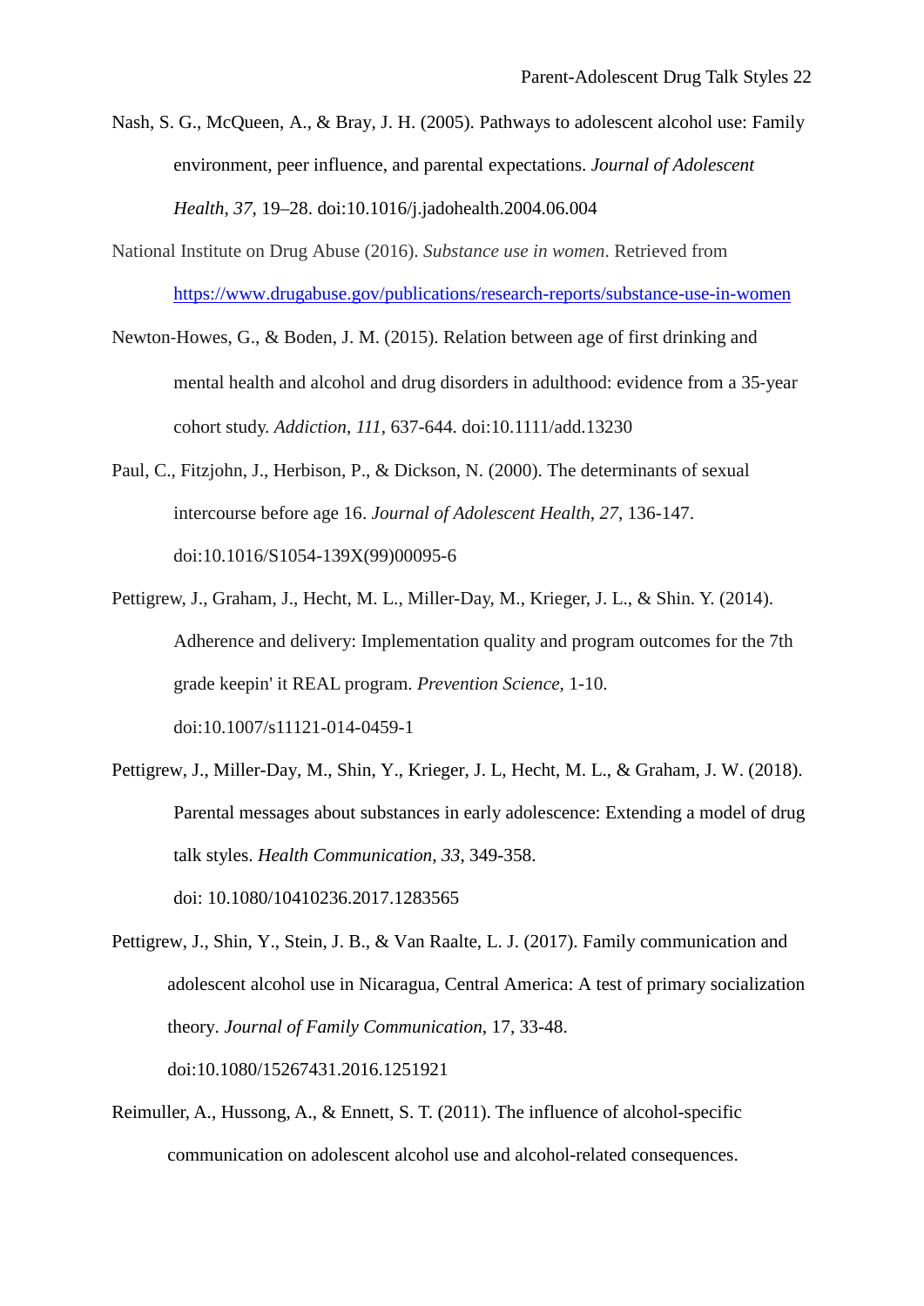Nash, S. G., McQueen, A., & Bray, J. H. (2005). Pathways to adolescent alcohol use: Family environment, peer influence, and parental expectations. *Journal of Adolescent Health*, *37*, 19–28. doi:10.1016/j.jadohealth.2004.06.004

National Institute on Drug Abuse (2016). *Substance use in women*. Retrieved from https://www.drugabuse.gov/publications/research-reports/substance-use-in-women

Newton-Howes, G., & Boden, J. M. (2015). Relation between age of first drinking and mental health and alcohol and drug disorders in adulthood: evidence from a 35-year cohort study. *Addiction*, *111*, 637-644. doi:10.1111/add.13230

Paul, C., Fitzjohn, J., Herbison, P., & Dickson, N. (2000). The determinants of sexual intercourse before age 16. *Journal of Adolescent Health*, *27*, 136-147. doi:10.1016/S1054-139X(99)00095-6

Pettigrew, J., Graham, J., Hecht, M. L., Miller-Day, M., Krieger, J. L., & Shin. Y. (2014). Adherence and delivery: Implementation quality and program outcomes for the 7th grade keepin' it REAL program. *Prevention Science*, 1-10. doi:10.1007/s11121-014-0459-1

Pettigrew, J., Miller-Day, M., Shin, Y., Krieger, J. L, Hecht, M. L., & Graham, J. W. (2018). Parental messages about substances in early adolescence: Extending a model of drug talk styles. *Health Communication*, *33*, 349-358. doi: 10.1080/10410236.2017.1283565

Pettigrew, J., Shin, Y., Stein, J. B., & Van Raalte, L. J. (2017). Family communication and adolescent alcohol use in Nicaragua, Central America: A test of primary socialization theory. *Journal of Family Communication*, 17, 33-48. doi:10.1080/15267431.2016.1251921

Reimuller, A., Hussong, A., & Ennett, S. T. (2011). The influence of alcohol-specific communication on adolescent alcohol use and alcohol-related consequences.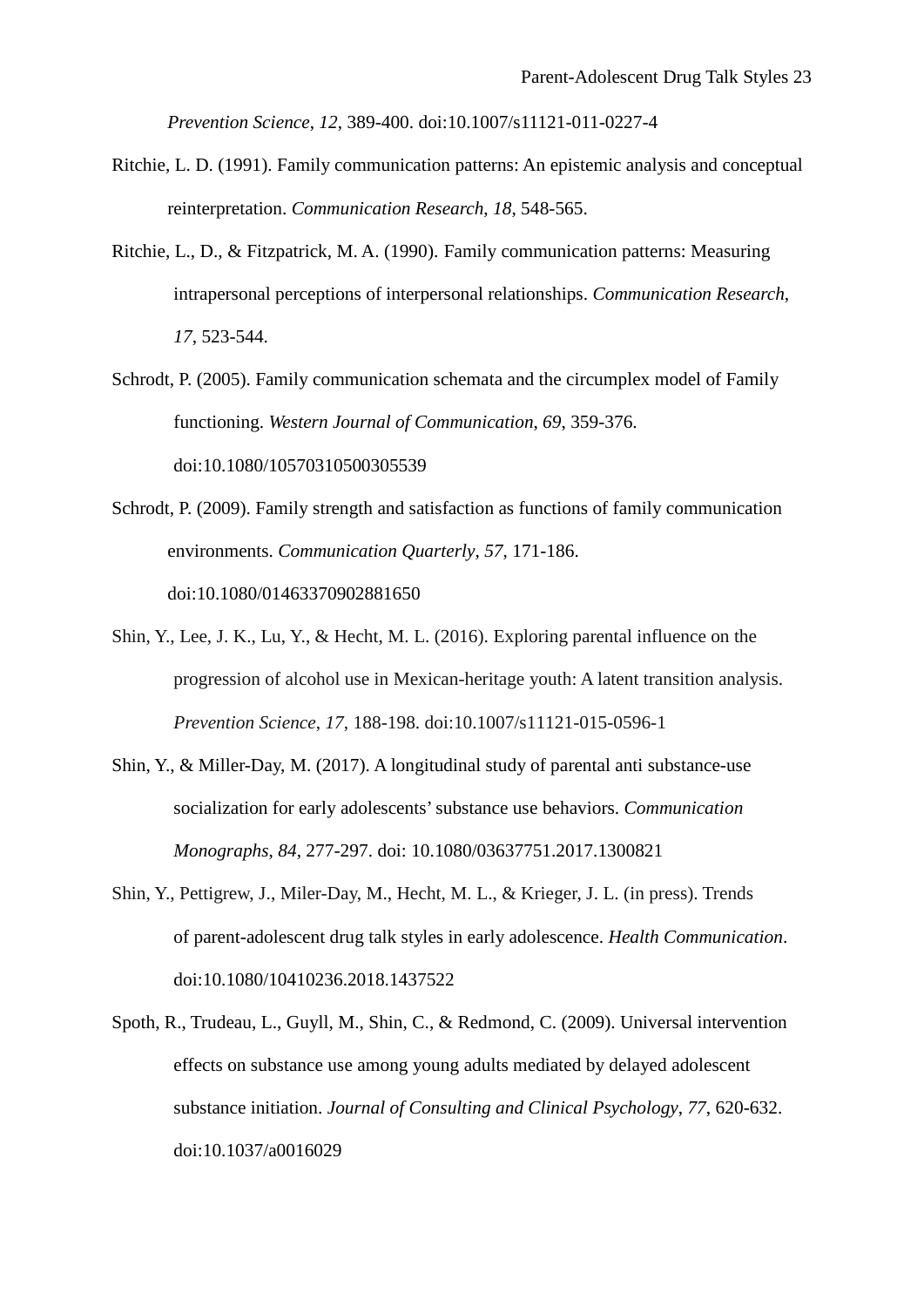*Prevention Science*, *12*, 389-400. doi:10.1007/s11121-011-0227-4

Ritchie, L. D. (1991). Family communication patterns: An epistemic analysis and conceptual reinterpretation. *Communication Research*, *18*, 548-565.

Ritchie, L., D., & Fitzpatrick, M. A. (1990). Family communication patterns: Measuring intrapersonal perceptions of interpersonal relationships. *Communication Research*, *17*, 523-544.

Schrodt, P. (2005). Family communication schemata and the circumplex model of Family functioning. *Western Journal of Communication*, *69*, 359-376. doi:10.1080/10570310500305539

Schrodt, P. (2009). Family strength and satisfaction as functions of family communication environments. *Communication Quarterly*, *57*, 171-186. doi:10.1080/01463370902881650

Shin, Y., Lee, J. K., Lu, Y., & Hecht, M. L. (2016). Exploring parental influence on the progression of alcohol use in Mexican-heritage youth: A latent transition analysis. *Prevention Science*, *17*, 188-198. doi:10.1007/s11121-015-0596-1

Shin, Y., & Miller-Day, M. (2017). A longitudinal study of parental anti substance-use socialization for early adolescents' substance use behaviors. *Communication Monographs*, *84*, 277-297. doi: 10.1080/03637751.2017.1300821

Shin, Y., Pettigrew, J., Miler-Day, M., Hecht, M. L., & Krieger, J. L. (in press). Trends of parent-adolescent drug talk styles in early adolescence. *Health Communication*. doi:10.1080/10410236.2018.1437522

Spoth, R., Trudeau, L., Guyll, M., Shin, C., & Redmond, C. (2009). Universal intervention effects on substance use among young adults mediated by delayed adolescent substance initiation. *Journal of Consulting and Clinical Psychology*, *77*, 620-632. doi:10.1037/a0016029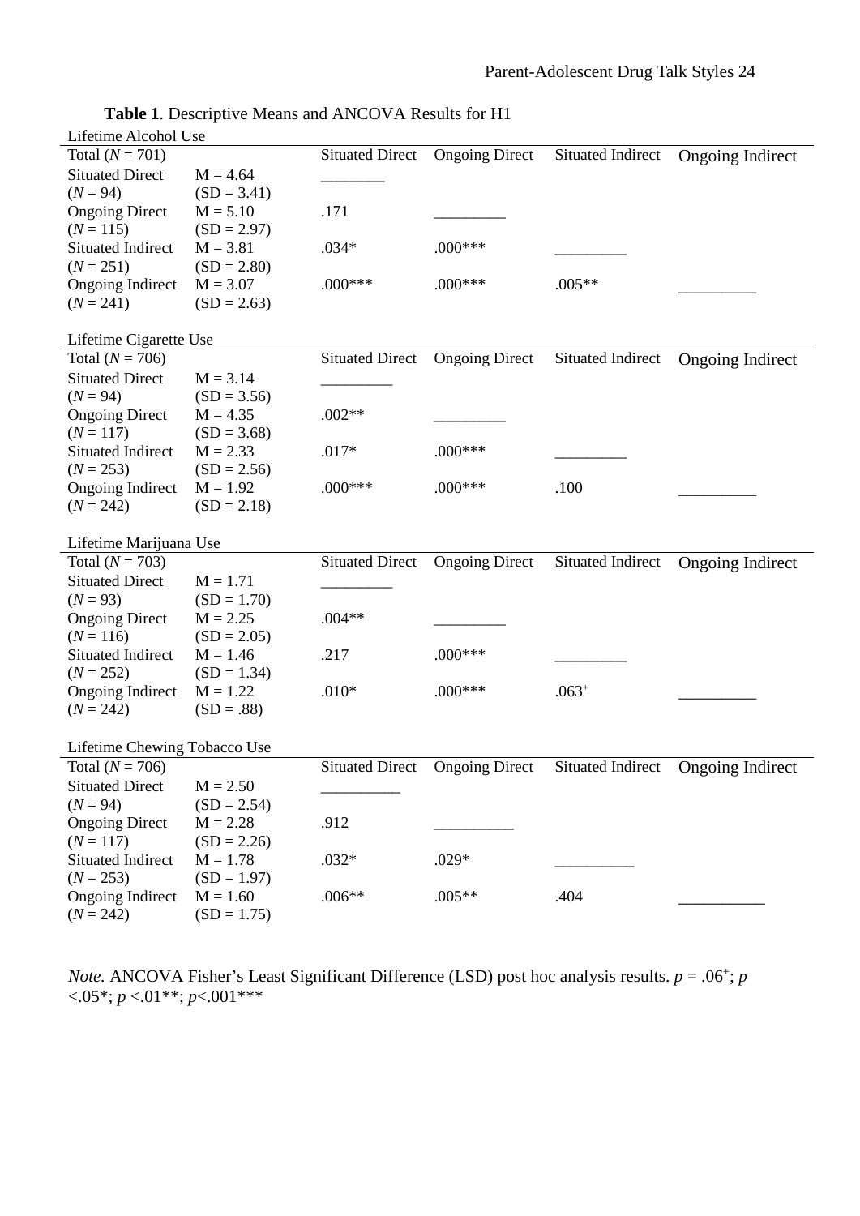**Table 1**. Descriptive Means and ANCOVA Results for H1

Lifetime Alcohol Use

| Total ($N$ = 701) | | Situated Direct | Ongoing Direct | Situated Indirect | Ongoing Indirect |
|---|---|---|---|---|---|
| Situated Direct ($N$ = 94) | M = 4.64 (SD = 3.41) | ________ | | | |
| Ongoing Direct ($N$ = 115) | M = 5.10 (SD = 2.97) | .171 | ________ | | |
| Situated Indirect ($N$ = 251) | M = 3.81 (SD = 2.80) | .034* | .000*** | ________ | |
| Ongoing Indirect ($N$ = 241) | M = 3.07 (SD = 2.63) | .000*** | .000*** | .005** | ________ |

Lifetime Cigarette Use

| Total ($N$ = 706) | | Situated Direct | Ongoing Direct | Situated Indirect | Ongoing Indirect |
|---|---|---|---|---|---|
| Situated Direct ($N$ = 94) | M = 3.14 (SD = 3.56) | ________ | | | |
| Ongoing Direct ($N$ = 117) | M = 4.35 (SD = 3.68) | .002** | ________ | | |
| Situated Indirect ($N$ = 253) | M = 2.33 (SD = 2.56) | .017* | .000*** | ________ | |
| Ongoing Indirect ($N$ = 242) | M = 1.92 (SD = 2.18) | .000*** | .000*** | .100 | ________ |

Lifetime Marijuana Use

| Total ($N$ = 703) | | Situated Direct | Ongoing Direct | Situated Indirect | Ongoing Indirect |
|---|---|---|---|---|---|
| Situated Direct ($N$ = 93) | M = 1.71 (SD = 1.70) | ________ | | | |
| Ongoing Direct ($N$ = 116) | M = 2.25 (SD = 2.05) | .004** | ________ | | |
| Situated Indirect ($N$ = 252) | M = 1.46 (SD = 1.34) | .217 | .000*** | ________ | |
| Ongoing Indirect ($N$ = 242) | M = 1.22 (SD = .88) | .010* | .000*** | .063⁺ | ________ |

Lifetime Chewing Tobacco Use

| Total ($N$ = 706) | | Situated Direct | Ongoing Direct | Situated Indirect | Ongoing Indirect |
|---|---|---|---|---|---|
| Situated Direct ($N$ = 94) | M = 2.50 (SD = 2.54) | ________ | | | |
| Ongoing Direct ($N$ = 117) | M = 2.28 (SD = 2.26) | .912 | ________ | | |
| Situated Indirect ($N$ = 253) | M = 1.78 (SD = 1.97) | .032* | .029* | ________ | |
| Ongoing Indirect ($N$ = 242) | M = 1.60 (SD = 1.75) | .006** | .005** | .404 | ________ |

*Note.* ANCOVA Fisher's Least Significant Difference (LSD) post hoc analysis results. $p$ = .06⁺; $p$ <.05*; $p$ <.01**; $p$<.001***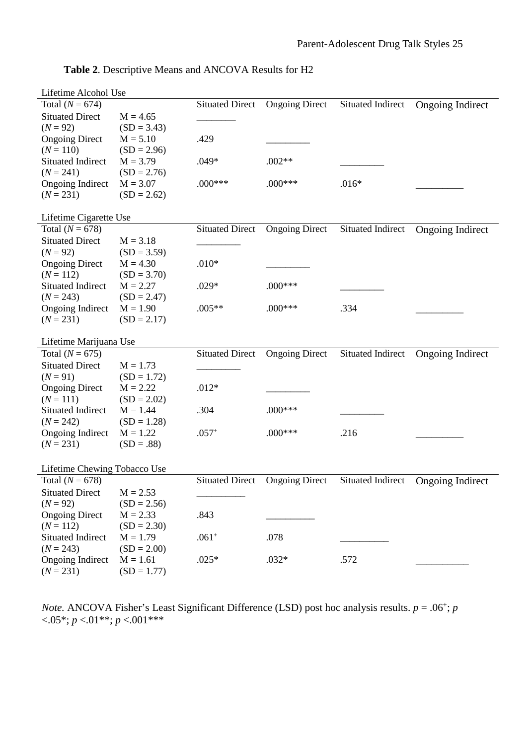**Table 2**. Descriptive Means and ANCOVA Results for H2

Lifetime Alcohol Use

| Total ($N$ = 674) | | Situated Direct | Ongoing Direct | Situated Indirect | Ongoing Indirect |
|---|---|---|---|---|---|
| Situated Direct ($N$ = 92) | M = 4.65 (SD = 3.43) | ________ | | | |
| Ongoing Direct ($N$ = 110) | M = 5.10 (SD = 2.96) | .429 | _________ | | |
| Situated Indirect ($N$ = 241) | M = 3.79 (SD = 2.76) | .049* | .002** | _________ | |
| Ongoing Indirect ($N$ = 231) | M = 3.07 (SD = 2.62) | .000*** | .000*** | .016* | _________ |

Lifetime Cigarette Use

| Total ($N$ = 678) | | Situated Direct | Ongoing Direct | Situated Indirect | Ongoing Indirect |
|---|---|---|---|---|---|
| Situated Direct ($N$ = 92) | M = 3.18 (SD = 3.59) | _________ | | | |
| Ongoing Direct ($N$ = 112) | M = 4.30 (SD = 3.70) | .010* | _________ | | |
| Situated Indirect ($N$ = 243) | M = 2.27 (SD = 2.47) | .029* | .000*** | _________ | |
| Ongoing Indirect ($N$ = 231) | M = 1.90 (SD = 2.17) | .005** | .000*** | .334 | _________ |

Lifetime Marijuana Use

| Total ($N$ = 675) | | Situated Direct | Ongoing Direct | Situated Indirect | Ongoing Indirect |
|---|---|---|---|---|---|
| Situated Direct ($N$ = 91) | M = 1.73 (SD = 1.72) | _________ | | | |
| Ongoing Direct ($N$ = 111) | M = 2.22 (SD = 2.02) | .012* | _________ | | |
| Situated Indirect ($N$ = 242) | M = 1.44 (SD = 1.28) | .304 | .000*** | _________ | |
| Ongoing Indirect ($N$ = 231) | M = 1.22 (SD = .88) | .057⁺ | .000*** | .216 | _________ |

Lifetime Chewing Tobacco Use

| Total ($N$ = 678) | | Situated Direct | Ongoing Direct | Situated Indirect | Ongoing Indirect |
|---|---|---|---|---|---|
| Situated Direct ($N$ = 92) | M = 2.53 (SD = 2.56) | __________ | | | |
| Ongoing Direct ($N$ = 112) | M = 2.33 (SD = 2.30) | .843 | __________ | | |
| Situated Indirect ($N$ = 243) | M = 1.79 (SD = 2.00) | .061⁺ | .078 | __________ | |
| Ongoing Indirect ($N$ = 231) | M = 1.61 (SD = 1.77) | .025* | .032* | .572 | __________ |

*Note.* ANCOVA Fisher's Least Significant Difference (LSD) post hoc analysis results. $p$ = .06⁺; $p$ <.05*; $p$ <.01**; $p$ <.001***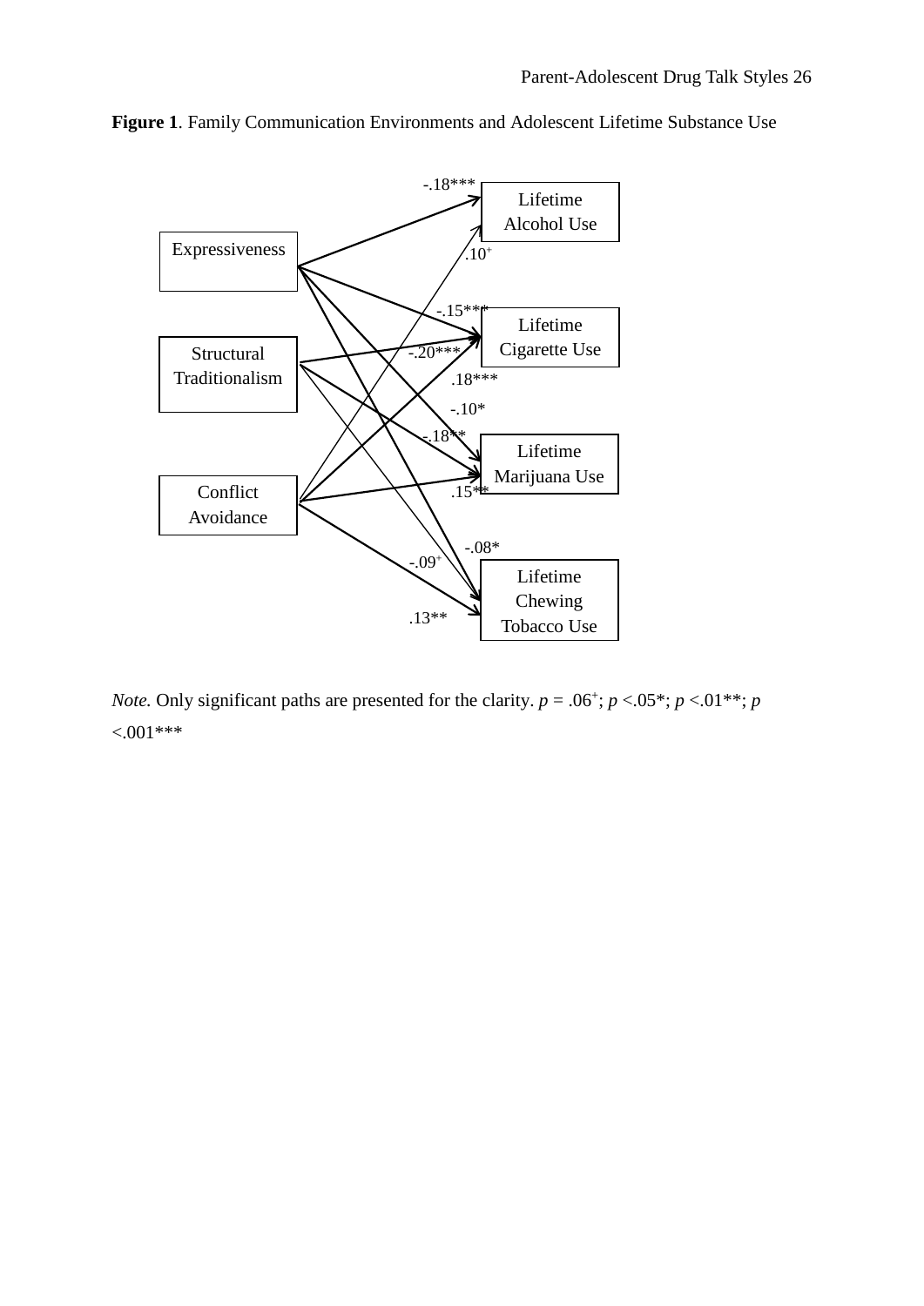**Figure 1**. Family Communication Environments and Adolescent Lifetime Substance Use

Expressiveness

Structural Traditionalism

Conflict Avoidance

Lifetime Alcohol Use

Lifetime Cigarette Use

Lifetime Marijuana Use

Lifetime Chewing Tobacco Use

-.18***

.10⁺

-.15***

-.20***

.18***

-.10*

-.18**

.15**

-.08*

-.09⁺

.13**

*Note.* Only significant paths are presented for the clarity. $p = .06^{+}$; $p <.05^{*}$; $p <.01^{**}$; $p <.001^{***}$